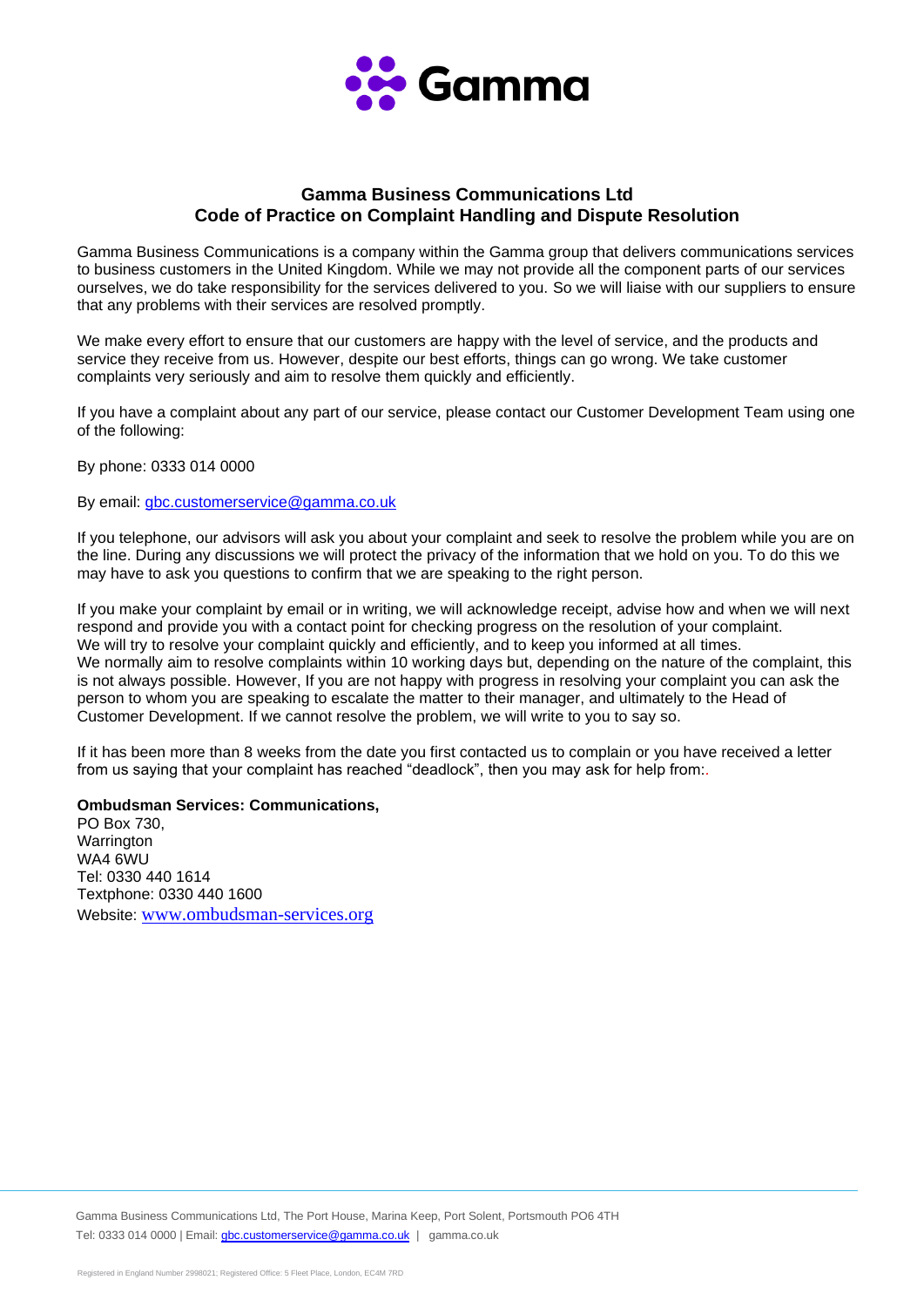# Gamma Business Communications Ltd
## Code of Practice on Complaint Handling and Dispute Resolution

Gamma Business Communications is a company within the Gamma group that delivers communications services to business customers in the United Kingdom. While we may not provide all the component parts of our services ourselves, we do take responsibility for the services delivered to you. So we will liaise with our suppliers to ensure that any problems with their services are resolved promptly.

We make every effort to ensure that our customers are happy with the level of service, and the products and service they receive from us. However, despite our best efforts, things can go wrong. We take customer complaints very seriously and aim to resolve them quickly and efficiently.

If you have a complaint about any part of our service, please contact our Customer Development Team using one of the following:

By phone: 0333 014 0000

By email: gbc.customerservice@gamma.co.uk

If you telephone, our advisors will ask you about your complaint and seek to resolve the problem while you are on the line. During any discussions we will protect the privacy of the information that we hold on you. To do this we may have to ask you questions to confirm that we are speaking to the right person.

If you make your complaint by email or in writing, we will acknowledge receipt, advise how and when we will next respond and provide you with a contact point for checking progress on the resolution of your complaint. We will try to resolve your complaint quickly and efficiently, and to keep you informed at all times. We normally aim to resolve complaints within 10 working days but, depending on the nature of the complaint, this is not always possible. However, If you are not happy with progress in resolving your complaint you can ask the person to whom you are speaking to escalate the matter to their manager, and ultimately to the Head of Customer Development. If we cannot resolve the problem, we will write to you to say so.

If it has been more than 8 weeks from the date you first contacted us to complain or you have received a letter from us saying that your complaint has reached "deadlock", then you may ask for help from:.

**Ombudsman Services: Communications,**
PO Box 730,
Warrington
WA4 6WU
Tel: 0330 440 1614
Textphone: 0330 440 1600
Website: www.ombudsman-services.org

Gamma Business Communications Ltd, The Port House, Marina Keep, Port Solent, Portsmouth PO6 4TH
Tel: 0333 014 0000 | Email: gbc.customerservice@gamma.co.uk | gamma.co.uk

Registered in England Number 2998021; Registered Office: 5 Fleet Place, London, EC4M 7RD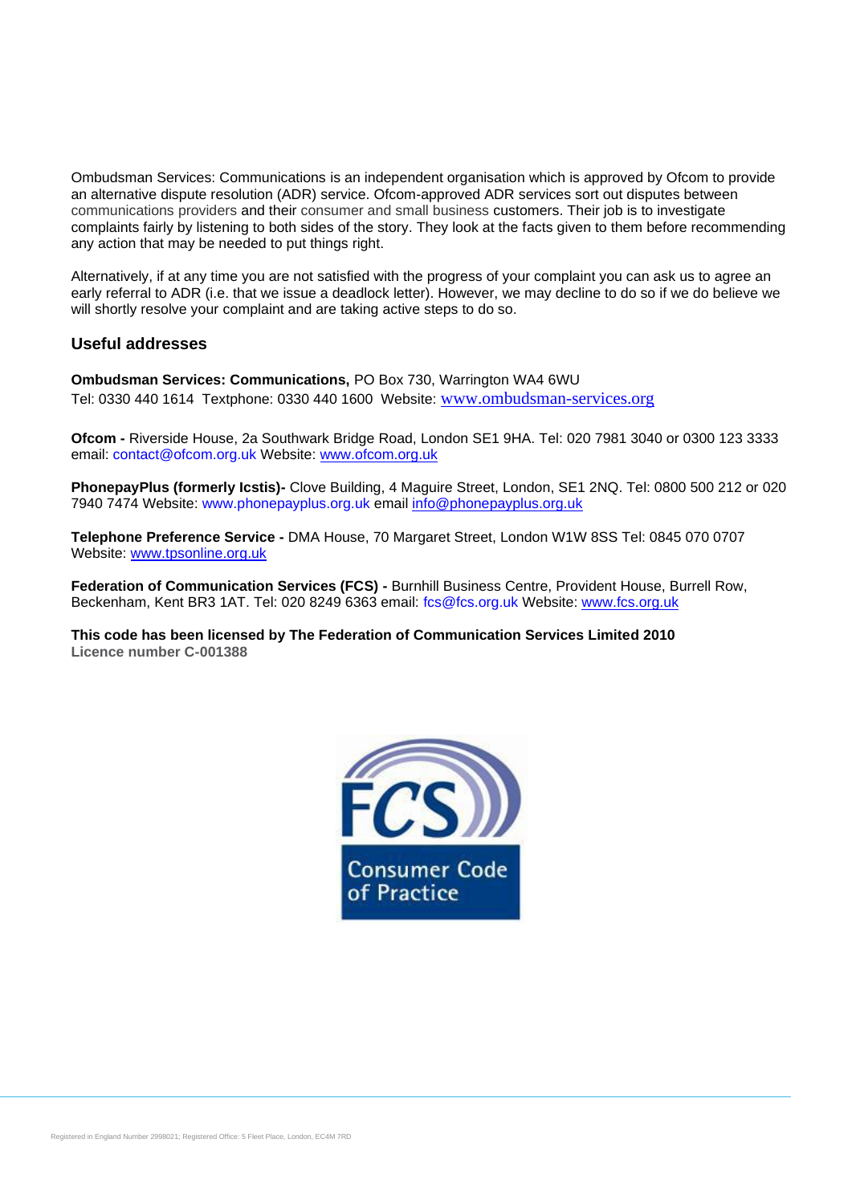Ombudsman Services: Communications is an independent organisation which is approved by Ofcom to provide an alternative dispute resolution (ADR) service. Ofcom-approved ADR services sort out disputes between communications providers and their consumer and small business customers. Their job is to investigate complaints fairly by listening to both sides of the story. They look at the facts given to them before recommending any action that may be needed to put things right.

Alternatively, if at any time you are not satisfied with the progress of your complaint you can ask us to agree an early referral to ADR (i.e. that we issue a deadlock letter). However, we may decline to do so if we do believe we will shortly resolve your complaint and are taking active steps to do so.

## Useful addresses

**Ombudsman Services: Communications,** PO Box 730, Warrington WA4 6WU
Tel: 0330 440 1614 Textphone: 0330 440 1600 Website: www.ombudsman-services.org

**Ofcom -** Riverside House, 2a Southwark Bridge Road, London SE1 9HA. Tel: 020 7981 3040 or 0300 123 3333 email: contact@ofcom.org.uk Website: www.ofcom.org.uk

**PhonepayPlus (formerly Icstis)-** Clove Building, 4 Maguire Street, London, SE1 2NQ. Tel: 0800 500 212 or 020 7940 7474 Website: www.phonepayplus.org.uk email info@phonepayplus.org.uk

**Telephone Preference Service -** DMA House, 70 Margaret Street, London W1W 8SS Tel: 0845 070 0707 Website: www.tpsonline.org.uk

**Federation of Communication Services (FCS) -** Burnhill Business Centre, Provident House, Burrell Row, Beckenham, Kent BR3 1AT. Tel: 020 8249 6363 email: fcs@fcs.org.uk Website: www.fcs.org.uk

**This code has been licensed by The Federation of Communication Services Limited 2010**
**Licence number C-001388**

FCS
Consumer Code of Practice

Registered in England Number 2998021; Registered Office: 5 Fleet Place, London, EC4M 7RD